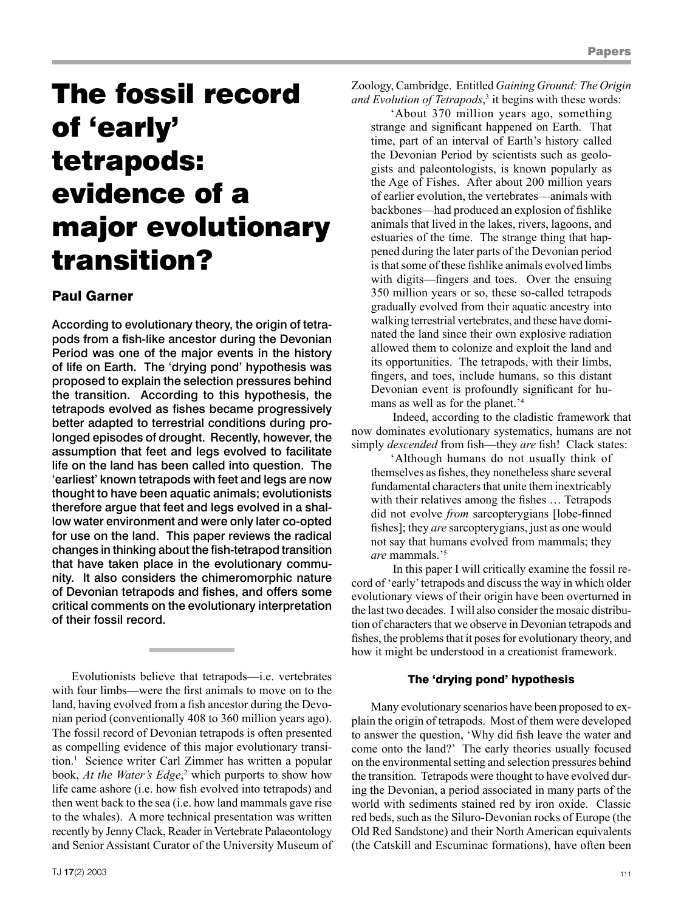# The fossil record of 'early' tetrapods: evidence of a major evolutionary transition?

## Paul Garner

**According to evolutionary theory, the origin of tetrapods from a fish-like ancestor during the Devonian Period was one of the major events in the history of life on Earth. The 'drying pond' hypothesis was proposed to explain the selection pressures behind the transition. According to this hypothesis, the tetrapods evolved as fishes became progressively better adapted to terrestrial conditions during prolonged episodes of drought. Recently, however, the assumption that feet and legs evolved to facilitate life on the land has been called into question. The 'earliest' known tetrapods with feet and legs are now thought to have been aquatic animals; evolutionists therefore argue that feet and legs evolved in a shallow water environment and were only later co-opted for use on the land. This paper reviews the radical changes in thinking about the fish-tetrapod transition that have taken place in the evolutionary community. It also considers the chimeromorphic nature of Devonian tetrapods and fishes, and offers some critical comments on the evolutionary interpretation of their fossil record.**

Evolutionists believe that tetrapods—i.e. vertebrates with four limbs—were the first animals to move on to the land, having evolved from a fish ancestor during the Devonian period (conventionally 408 to 360 million years ago). The fossil record of Devonian tetrapods is often presented as compelling evidence of this major evolutionary transition.[1] Science writer Carl Zimmer has written a popular book, *At the Water's Edge*,[2] which purports to show how life came ashore (i.e. how fish evolved into tetrapods) and then went back to the sea (i.e. how land mammals gave rise to the whales). A more technical presentation was written recently by Jenny Clack, Reader in Vertebrate Palaeontology and Senior Assistant Curator of the University Museum of Zoology, Cambridge. Entitled *Gaining Ground: The Origin and Evolution of Tetrapods*,[3] it begins with these words:

> 'About 370 million years ago, something strange and significant happened on Earth. That time, part of an interval of Earth's history called the Devonian Period by scientists such as geologists and paleontologists, is known popularly as the Age of Fishes. After about 200 million years of earlier evolution, the vertebrates—animals with backbones—had produced an explosion of fishlike animals that lived in the lakes, rivers, lagoons, and estuaries of the time. The strange thing that happened during the later parts of the Devonian period is that some of these fishlike animals evolved limbs with digits—fingers and toes. Over the ensuing 350 million years or so, these so-called tetrapods gradually evolved from their aquatic ancestry into walking terrestrial vertebrates, and these have dominated the land since their own explosive radiation allowed them to colonize and exploit the land and its opportunities. The tetrapods, with their limbs, fingers, and toes, include humans, so this distant Devonian event is profoundly significant for humans as well as for the planet.'[4]

Indeed, according to the cladistic framework that now dominates evolutionary systematics, humans are not simply *descended* from fish—they *are* fish! Clack states:

> 'Although humans do not usually think of themselves as fishes, they nonetheless share several fundamental characters that unite them inextricably with their relatives among the fishes … Tetrapods did not evolve *from* sarcopterygians [lobe-finned fishes]; they *are* sarcopterygians, just as one would not say that humans evolved from mammals; they *are* mammals.'[5]

In this paper I will critically examine the fossil record of 'early' tetrapods and discuss the way in which older evolutionary views of their origin have been overturned in the last two decades. I will also consider the mosaic distribution of characters that we observe in Devonian tetrapods and fishes, the problems that it poses for evolutionary theory, and how it might be understood in a creationist framework.

### The 'drying pond' hypothesis

Many evolutionary scenarios have been proposed to explain the origin of tetrapods. Most of them were developed to answer the question, 'Why did fish leave the water and come onto the land?' The early theories usually focused on the environmental setting and selection pressures behind the transition. Tetrapods were thought to have evolved during the Devonian, a period associated in many parts of the world with sediments stained red by iron oxide. Classic red beds, such as the Siluro-Devonian rocks of Europe (the Old Red Sandstone) and their North American equivalents (the Catskill and Escuminac formations), have often been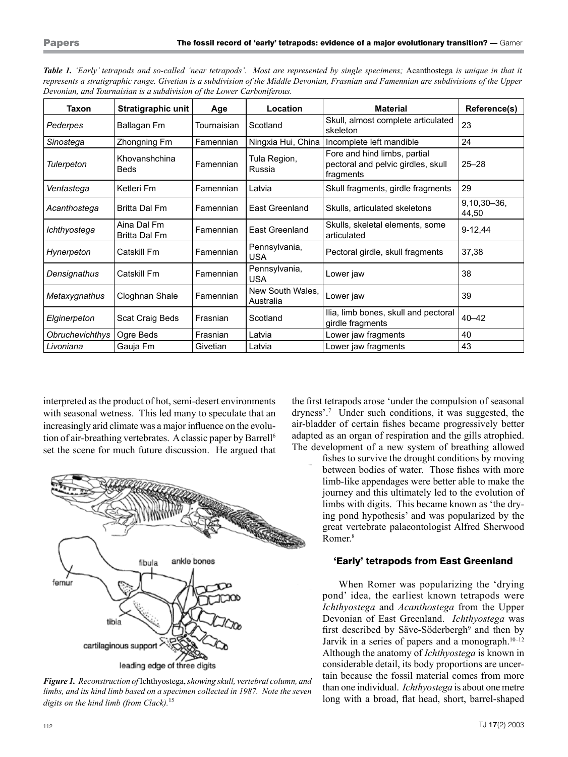*Table 1. 'Early' tetrapods and so-called 'near tetrapods'. Most are represented by single specimens;* Acanthostega *is unique in that it represents a stratigraphic range. Givetian is a subdivision of the Middle Devonian, Frasnian and Famennian are subdivisions of the Upper Devonian, and Tournaisian is a subdivision of the Lower Carboniferous.*

| Taxon | Stratigraphic unit | Age | Location | Material | Reference(s) |
|---|---|---|---|---|---|
| *Pederpes* | Ballagan Fm | Tournaisian | Scotland | Skull, almost complete articulated skeleton | 23 |
| *Sinostega* | Zhongning Fm | Famennian | Ningxia Hui, China | Incomplete left mandible | 24 |
| *Tulerpeton* | Khovanshchina Beds | Famennian | Tula Region, Russia | Fore and hind limbs, partial pectoral and pelvic girdles, skull fragments | 25–28 |
| *Ventastega* | Ketleri Fm | Famennian | Latvia | Skull fragments, girdle fragments | 29 |
| *Acanthostega* | Britta Dal Fm | Famennian | East Greenland | Skulls, articulated skeletons | 9,10,30–36, 44,50 |
| *Ichthyostega* | Aina Dal Fm Britta Dal Fm | Famennian | East Greenland | Skulls, skeletal elements, some articulated | 9-12,44 |
| *Hynerpeton* | Catskill Fm | Famennian | Pennsylvania, USA | Pectoral girdle, skull fragments | 37,38 |
| *Densignathus* | Catskill Fm | Famennian | Pennsylvania, USA | Lower jaw | 38 |
| *Metaxygnathus* | Cloghnan Shale | Famennian | New South Wales, Australia | Lower jaw | 39 |
| *Elginerpeton* | Scat Craig Beds | Frasnian | Scotland | Ilia, limb bones, skull and pectoral girdle fragments | 40–42 |
| *Obruchevichthys* | Ogre Beds | Frasnian | Latvia | Lower jaw fragments | 40 |
| *Livoniana* | Gauja Fm | Givetian | Latvia | Lower jaw fragments | 43 |

interpreted as the product of hot, semi-desert environments with seasonal wetness. This led many to speculate that an increasingly arid climate was a major influence on the evolution of air-breathing vertebrates. A classic paper by Barrell[6] set the scene for much future discussion. He argued that the first tetrapods arose 'under the compulsion of seasonal dryness'.[7] Under such conditions, it was suggested, the air-bladder of certain fishes became progressively better adapted as an organ of respiration and the gills atrophied. The development of a new system of breathing allowed fishes to survive the drought conditions by moving between bodies of water. Those fishes with more limb-like appendages were better able to make the journey and this ultimately led to the evolution of limbs with digits. This became known as 'the drying pond hypothesis' and was popularized by the great vertebrate palaeontologist Alfred Sherwood Romer.[8]

*Figure 1. Reconstruction of* Ichthyostega*, showing skull, vertebral column, and limbs, and its hind limb based on a specimen collected in 1987. Note the seven digits on the hind limb (from Clack).*[15]

### 'Early' tetrapods from East Greenland

When Romer was popularizing the 'drying pond' idea, the earliest known tetrapods were *Ichthyostega* and *Acanthostega* from the Upper Devonian of East Greenland. *Ichthyostega* was first described by Säve-Söderbergh[9] and then by Jarvik in a series of papers and a monograph.[10–12] Although the anatomy of *Ichthyostega* is known in considerable detail, its body proportions are uncertain because the fossil material comes from more than one individual. *Ichthyostega* is about one metre long with a broad, flat head, short, barrel-shaped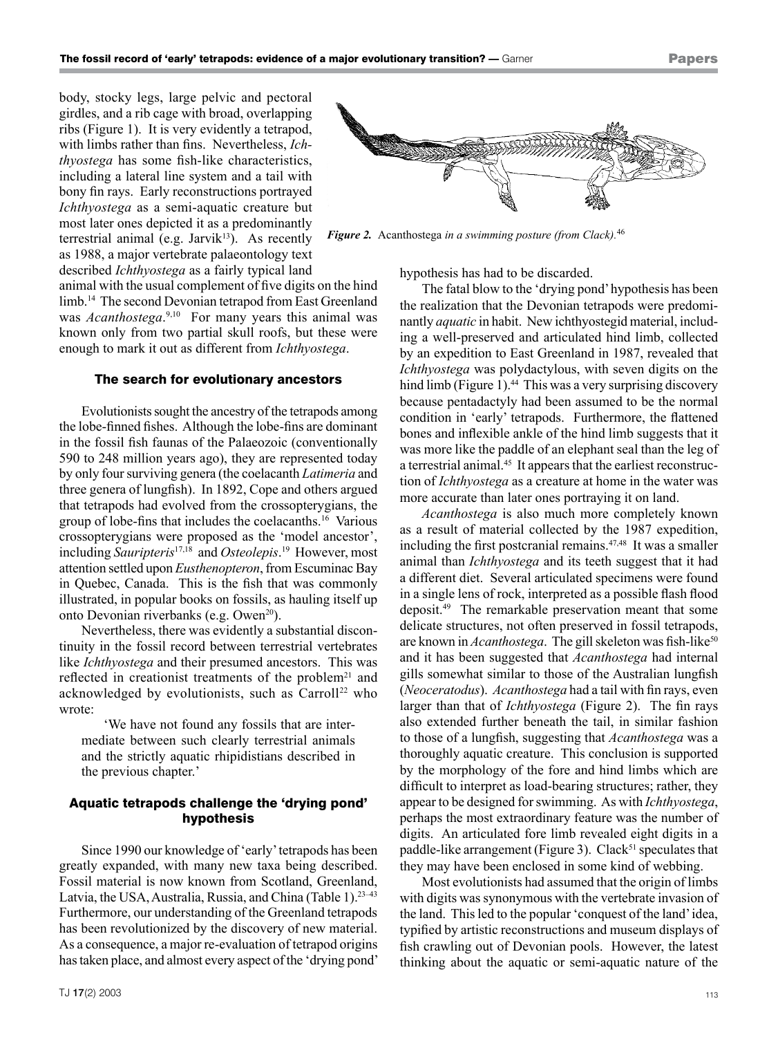body, stocky legs, large pelvic and pectoral girdles, and a rib cage with broad, overlapping ribs (Figure 1). It is very evidently a tetrapod, with limbs rather than fins. Nevertheless, *Ichthyostega* has some fish-like characteristics, including a lateral line system and a tail with bony fin rays. Early reconstructions portrayed *Ichthyostega* as a semi-aquatic creature but most later ones depicted it as a predominantly terrestrial animal (e.g. Jarvik[13]). As recently as 1988, a major vertebrate palaeontology text described *Ichthyostega* as a fairly typical land animal with the usual complement of five digits on the hind limb.[14] The second Devonian tetrapod from East Greenland was *Acanthostega*.[9,10] For many years this animal was known only from two partial skull roofs, but these were enough to mark it out as different from *Ichthyostega*.

### The search for evolutionary ancestors

Evolutionists sought the ancestry of the tetrapods among the lobe-finned fishes. Although the lobe-fins are dominant in the fossil fish faunas of the Palaeozoic (conventionally 590 to 248 million years ago), they are represented today by only four surviving genera (the coelacanth *Latimeria* and three genera of lungfish). In 1892, Cope and others argued that tetrapods had evolved from the crossopterygians, the group of lobe-fins that includes the coelacanths.[16] Various crossopterygians were proposed as the 'model ancestor', including *Sauripteris*[17,18] and *Osteolepis*.[19] However, most attention settled upon *Eusthenopteron*, from Escuminac Bay in Quebec, Canada. This is the fish that was commonly illustrated, in popular books on fossils, as hauling itself up onto Devonian riverbanks (e.g. Owen[20]).

Nevertheless, there was evidently a substantial discontinuity in the fossil record between terrestrial vertebrates like *Ichthyostega* and their presumed ancestors. This was reflected in creationist treatments of the problem[21] and acknowledged by evolutionists, such as Carroll[22] who wrote:

> 'We have not found any fossils that are intermediate between such clearly terrestrial animals and the strictly aquatic rhipidistians described in the previous chapter.'

### Aquatic tetrapods challenge the 'drying pond' hypothesis

Since 1990 our knowledge of 'early' tetrapods has been greatly expanded, with many new taxa being described. Fossil material is now known from Scotland, Greenland, Latvia, the USA, Australia, Russia, and China (Table 1).[23–43] Furthermore, our understanding of the Greenland tetrapods has been revolutionized by the discovery of new material. As a consequence, a major re-evaluation of tetrapod origins has taken place, and almost every aspect of the 'drying pond' hypothesis has had to be discarded.

*Figure 2.* Acanthostega *in a swimming posture (from Clack).*[46]

The fatal blow to the 'drying pond' hypothesis has been the realization that the Devonian tetrapods were predominantly *aquatic* in habit. New ichthyostegid material, including a well-preserved and articulated hind limb, collected by an expedition to East Greenland in 1987, revealed that *Ichthyostega* was polydactylous, with seven digits on the hind limb (Figure 1).[44] This was a very surprising discovery because pentadactyly had been assumed to be the normal condition in 'early' tetrapods. Furthermore, the flattened bones and inflexible ankle of the hind limb suggests that it was more like the paddle of an elephant seal than the leg of a terrestrial animal.[45] It appears that the earliest reconstruction of *Ichthyostega* as a creature at home in the water was more accurate than later ones portraying it on land.

*Acanthostega* is also much more completely known as a result of material collected by the 1987 expedition, including the first postcranial remains.[47,48] It was a smaller animal than *Ichthyostega* and its teeth suggest that it had a different diet. Several articulated specimens were found in a single lens of rock, interpreted as a possible flash flood deposit.[49] The remarkable preservation meant that some delicate structures, not often preserved in fossil tetrapods, are known in *Acanthostega*. The gill skeleton was fish-like[50] and it has been suggested that *Acanthostega* had internal gills somewhat similar to those of the Australian lungfish (*Neoceratodus*). *Acanthostega* had a tail with fin rays, even larger than that of *Ichthyostega* (Figure 2). The fin rays also extended further beneath the tail, in similar fashion to those of a lungfish, suggesting that *Acanthostega* was a thoroughly aquatic creature. This conclusion is supported by the morphology of the fore and hind limbs which are difficult to interpret as load-bearing structures; rather, they appear to be designed for swimming. As with *Ichthyostega*, perhaps the most extraordinary feature was the number of digits. An articulated fore limb revealed eight digits in a paddle-like arrangement (Figure 3). Clack[51] speculates that they may have been enclosed in some kind of webbing.

Most evolutionists had assumed that the origin of limbs with digits was synonymous with the vertebrate invasion of the land. This led to the popular 'conquest of the land' idea, typified by artistic reconstructions and museum displays of fish crawling out of Devonian pools. However, the latest thinking about the aquatic or semi-aquatic nature of the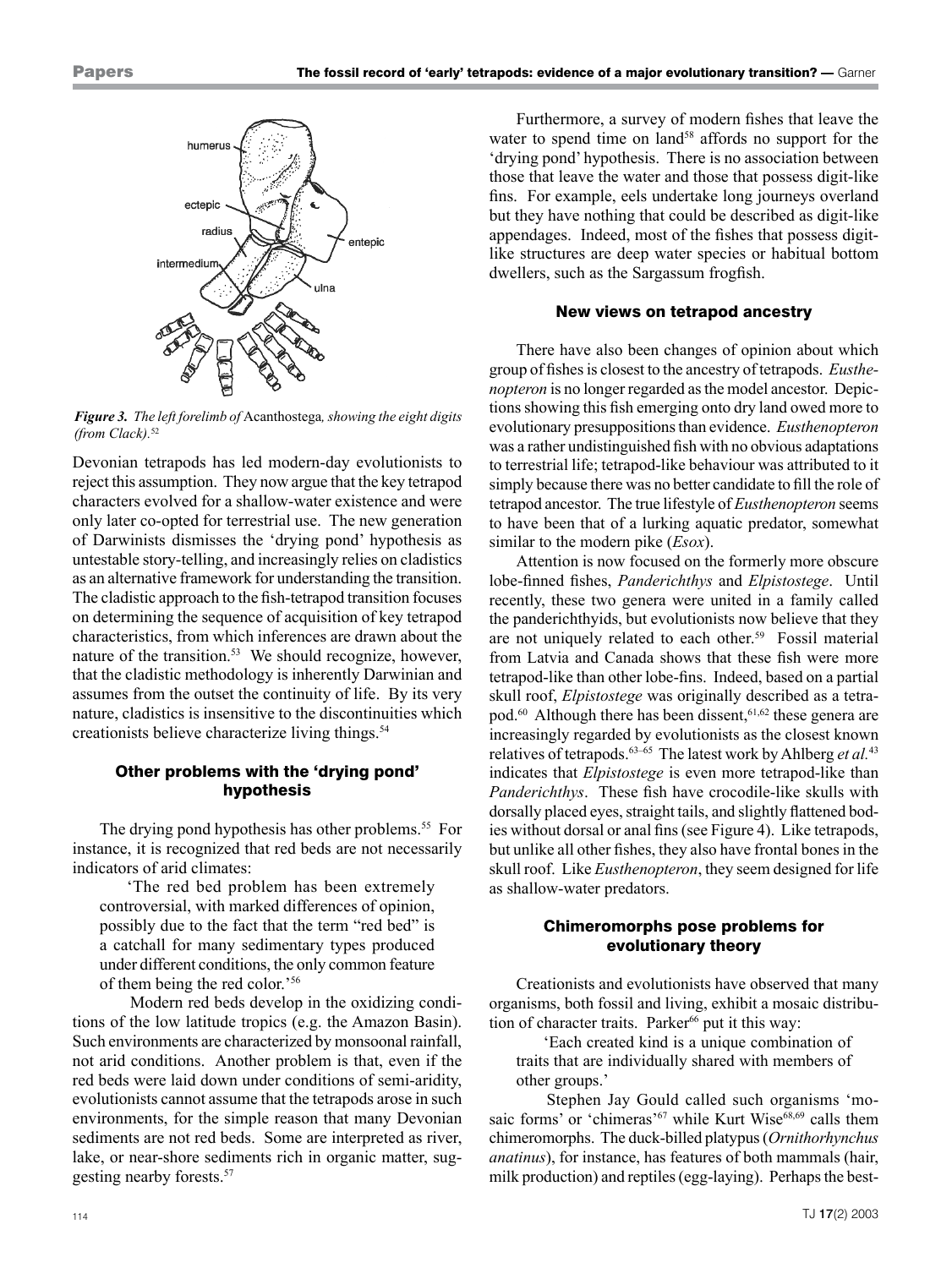*Figure 3. The left forelimb of* Acanthostega*, showing the eight digits (from Clack).*[52]

Devonian tetrapods has led modern-day evolutionists to reject this assumption. They now argue that the key tetrapod characters evolved for a shallow-water existence and were only later co-opted for terrestrial use. The new generation of Darwinists dismisses the 'drying pond' hypothesis as untestable story-telling, and increasingly relies on cladistics as an alternative framework for understanding the transition. The cladistic approach to the fish-tetrapod transition focuses on determining the sequence of acquisition of key tetrapod characteristics, from which inferences are drawn about the nature of the transition.[53] We should recognize, however, that the cladistic methodology is inherently Darwinian and assumes from the outset the continuity of life. By its very nature, cladistics is insensitive to the discontinuities which creationists believe characterize living things.[54]

### Other problems with the 'drying pond' hypothesis

The drying pond hypothesis has other problems.[55] For instance, it is recognized that red beds are not necessarily indicators of arid climates:

> 'The red bed problem has been extremely controversial, with marked differences of opinion, possibly due to the fact that the term "red bed" is a catchall for many sedimentary types produced under different conditions, the only common feature of them being the red color.'[56]

Modern red beds develop in the oxidizing conditions of the low latitude tropics (e.g. the Amazon Basin). Such environments are characterized by monsoonal rainfall, not arid conditions. Another problem is that, even if the red beds were laid down under conditions of semi-aridity, evolutionists cannot assume that the tetrapods arose in such environments, for the simple reason that many Devonian sediments are not red beds. Some are interpreted as river, lake, or near-shore sediments rich in organic matter, suggesting nearby forests.[57]

Furthermore, a survey of modern fishes that leave the water to spend time on land[58] affords no support for the 'drying pond' hypothesis. There is no association between those that leave the water and those that possess digit-like fins. For example, eels undertake long journeys overland but they have nothing that could be described as digit-like appendages. Indeed, most of the fishes that possess digit-like structures are deep water species or habitual bottom dwellers, such as the Sargassum frogfish.

### New views on tetrapod ancestry

There have also been changes of opinion about which group of fishes is closest to the ancestry of tetrapods. *Eusthenopteron* is no longer regarded as the model ancestor. Depictions showing this fish emerging onto dry land owed more to evolutionary presuppositions than evidence. *Eusthenopteron* was a rather undistinguished fish with no obvious adaptations to terrestrial life; tetrapod-like behaviour was attributed to it simply because there was no better candidate to fill the role of tetrapod ancestor. The true lifestyle of *Eusthenopteron* seems to have been that of a lurking aquatic predator, somewhat similar to the modern pike (*Esox*).

Attention is now focused on the formerly more obscure lobe-finned fishes, *Panderichthys* and *Elpistostege*. Until recently, these two genera were united in a family called the panderichthyids, but evolutionists now believe that they are not uniquely related to each other.[59] Fossil material from Latvia and Canada shows that these fish were more tetrapod-like than other lobe-fins. Indeed, based on a partial skull roof, *Elpistostege* was originally described as a tetrapod.[60] Although there has been dissent,[61,62] these genera are increasingly regarded by evolutionists as the closest known relatives of tetrapods.[63–65] The latest work by Ahlberg *et al.*[43] indicates that *Elpistostege* is even more tetrapod-like than *Panderichthys*. These fish have crocodile-like skulls with dorsally placed eyes, straight tails, and slightly flattened bodies without dorsal or anal fins (see Figure 4). Like tetrapods, but unlike all other fishes, they also have frontal bones in the skull roof. Like *Eusthenopteron*, they seem designed for life as shallow-water predators.

### Chimeromorphs pose problems for evolutionary theory

Creationists and evolutionists have observed that many organisms, both fossil and living, exhibit a mosaic distribution of character traits. Parker[66] put it this way:

> 'Each created kind is a unique combination of traits that are individually shared with members of other groups.'

Stephen Jay Gould called such organisms 'mosaic forms' or 'chimeras'[67] while Kurt Wise[68,69] calls them chimeromorphs. The duck-billed platypus (*Ornithorhynchus anatinus*), for instance, has features of both mammals (hair, milk production) and reptiles (egg-laying). Perhaps the best-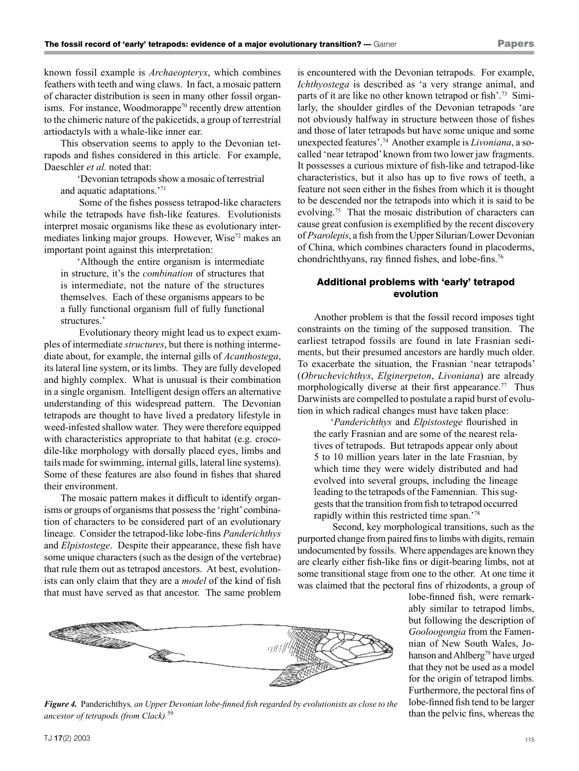known fossil example is *Archaeopteryx*, which combines feathers with teeth and wing claws. In fact, a mosaic pattern of character distribution is seen in many other fossil organisms. For instance, Woodmorappe[70] recently drew attention to the chimeric nature of the pakicetids, a group of terrestrial artiodactyls with a whale-like inner ear.

This observation seems to apply to the Devonian tetrapods and fishes considered in this article. For example, Daeschler *et al.* noted that:

> 'Devonian tetrapods show a mosaic of terrestrial and aquatic adaptations.'[71]

Some of the fishes possess tetrapod-like characters while the tetrapods have fish-like features. Evolutionists interpret mosaic organisms like these as evolutionary intermediates linking major groups. However, Wise[72] makes an important point against this interpretation:

> 'Although the entire organism is intermediate in structure, it's the *combination* of structures that is intermediate, not the nature of the structures themselves. Each of these organisms appears to be a fully functional organism full of fully functional structures.'

Evolutionary theory might lead us to expect examples of intermediate *structures*, but there is nothing intermediate about, for example, the internal gills of *Acanthostega*, its lateral line system, or its limbs. They are fully developed and highly complex. What is unusual is their combination in a single organism. Intelligent design offers an alternative understanding of this widespread pattern. The Devonian tetrapods are thought to have lived a predatory lifestyle in weed-infested shallow water. They were therefore equipped with characteristics appropriate to that habitat (e.g. crocodile-like morphology with dorsally placed eyes, limbs and tails made for swimming, internal gills, lateral line systems). Some of these features are also found in fishes that shared their environment.

The mosaic pattern makes it difficult to identify organisms or groups of organisms that possess the 'right' combination of characters to be considered part of an evolutionary lineage. Consider the tetrapod-like lobe-fins *Panderichthys* and *Elpistostege*. Despite their appearance, these fish have some unique characters (such as the design of the vertebrae) that rule them out as tetrapod ancestors. At best, evolutionists can only claim that they are a *model* of the kind of fish that must have served as that ancestor. The same problem is encountered with the Devonian tetrapods. For example, *Ichthyostega* is described as 'a very strange animal, and parts of it are like no other known tetrapod or fish'.[73] Similarly, the shoulder girdles of the Devonian tetrapods 'are not obviously halfway in structure between those of fishes and those of later tetrapods but have some unique and some unexpected features'.[74] Another example is *Livoniana*, a so-called 'near tetrapod' known from two lower jaw fragments. It possesses a curious mixture of fish-like and tetrapod-like characteristics, but it also has up to five rows of teeth, a feature not seen either in the fishes from which it is thought to be descended nor the tetrapods into which it is said to be evolving.[75] That the mosaic distribution of characters can cause great confusion is exemplified by the recent discovery of *Psarolepis*, a fish from the Upper Silurian/Lower Devonian of China, which combines characters found in placoderms, chondrichthyans, ray finned fishes, and lobe-fins.[76]

## Additional problems with 'early' tetrapod evolution

Another problem is that the fossil record imposes tight constraints on the timing of the supposed transition. The earliest tetrapod fossils are found in late Frasnian sediments, but their presumed ancestors are hardly much older. To exacerbate the situation, the Frasnian 'near tetrapods' (*Obruchevichthys*, *Elginerpeton*, *Livoniana*) are already morphologically diverse at their first appearance.[77] Thus Darwinists are compelled to postulate a rapid burst of evolution in which radical changes must have taken place:

> '*Panderichthys* and *Elpistostege* flourished in the early Frasnian and are some of the nearest relatives of tetrapods. But tetrapods appear only about 5 to 10 million years later in the late Frasnian, by which time they were widely distributed and had evolved into several groups, including the lineage leading to the tetrapods of the Famennian. This suggests that the transition from fish to tetrapod occurred rapidly within this restricted time span.'[78]

Second, key morphological transitions, such as the purported change from paired fins to limbs with digits, remain undocumented by fossils. Where appendages are known they are clearly either fish-like fins or digit-bearing limbs, not at some transitional stage from one to the other. At one time it was claimed that the pectoral fins of rhizodonts, a group of lobe-finned fish, were remarkably similar to tetrapod limbs, but following the description of *Gooloogongia* from the Famennian of New South Wales, Johanson and Ahlberg[79] have urged that they not be used as a model for the origin of tetrapod limbs. Furthermore, the pectoral fins of lobe-finned fish tend to be larger than the pelvic fins, whereas the

***Figure 4.*** Panderichthys*, an Upper Devonian lobe-finned fish regarded by evolutionists as close to the ancestor of tetrapods (from Clack).*[59]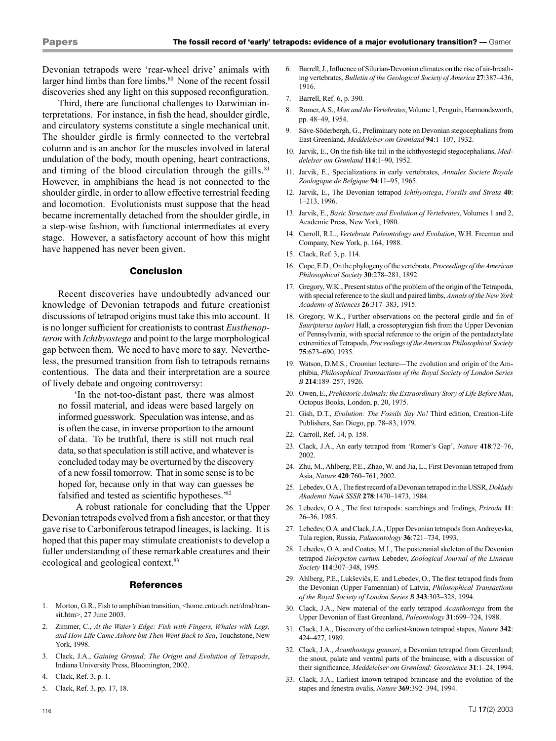Devonian tetrapods were 'rear-wheel drive' animals with larger hind limbs than fore limbs.[80] None of the recent fossil discoveries shed any light on this supposed reconfiguration.

Third, there are functional challenges to Darwinian interpretations. For instance, in fish the head, shoulder girdle, and circulatory systems constitute a single mechanical unit. The shoulder girdle is firmly connected to the vertebral column and is an anchor for the muscles involved in lateral undulation of the body, mouth opening, heart contractions, and timing of the blood circulation through the gills.[81] However, in amphibians the head is not connected to the shoulder girdle, in order to allow effective terrestrial feeding and locomotion. Evolutionists must suppose that the head became incrementally detached from the shoulder girdle, in a step-wise fashion, with functional intermediates at every stage. However, a satisfactory account of how this might have happened has never been given.

## Conclusion

Recent discoveries have undoubtedly advanced our knowledge of Devonian tetrapods and future creationist discussions of tetrapod origins must take this into account. It is no longer sufficient for creationists to contrast *Eusthenopteron* with *Ichthyostega* and point to the large morphological gap between them. We need to have more to say. Nevertheless, the presumed transition from fish to tetrapods remains contentious. The data and their interpretation are a source of lively debate and ongoing controversy:

> 'In the not-too-distant past, there was almost no fossil material, and ideas were based largely on informed guesswork. Speculation was intense, and as is often the case, in inverse proportion to the amount of data. To be truthful, there is still not much real data, so that speculation is still active, and whatever is concluded today may be overturned by the discovery of a new fossil tomorrow. That in some sense is to be hoped for, because only in that way can guesses be falsified and tested as scientific hypotheses.'[82]

A robust rationale for concluding that the Upper Devonian tetrapods evolved from a fish ancestor, or that they gave rise to Carboniferous tetrapod lineages, is lacking. It is hoped that this paper may stimulate creationists to develop a fuller understanding of these remarkable creatures and their ecological and geological context.[83]

## References

1. Morton, G.R., Fish to amphibian transition, <home.entouch.net/dmd/transit.htm>, 27 June 2003.
2. Zimmer, C., *At the Water's Edge: Fish with Fingers, Whales with Legs, and How Life Came Ashore but Then Went Back to Sea*, Touchstone, New York, 1998.
3. Clack, J.A., *Gaining Ground: The Origin and Evolution of Tetrapods*, Indiana University Press, Bloomington, 2002.
4. Clack, Ref. 3, p. 1.
5. Clack, Ref. 3, pp. 17, 18.
6. Barrell, J., Influence of Silurian-Devonian climates on the rise of air-breathing vertebrates, *Bulletin of the Geological Society of America* **27**:387–436, 1916.
7. Barrell, Ref. 6, p. 390.
8. Romer, A.S., *Man and the Vertebrates*, Volume 1, Penguin, Harmondsworth, pp. 48–49, 1954.
9. Säve-Söderbergh, G., Preliminary note on Devonian stegocephalians from East Greenland, *Meddelelser om Grønland* **94**:1–107, 1932.
10. Jarvik, E., On the fish-like tail in the ichthyostegid stegocephalians, *Meddelelser om Grønland* **114**:1–90, 1952.
11. Jarvik, E., Specializations in early vertebrates, *Annales Societe Royale Zoologique de Belgique* **94**:11–95, 1965.
12. Jarvik, E., The Devonian tetrapod *Ichthyostega*, *Fossils and Strata* **40**: 1–213, 1996.
13. Jarvik, E., *Basic Structure and Evolution of Vertebrates*, Volumes 1 and 2, Academic Press, New York, 1980.
14. Carroll, R.L., *Vertebrate Paleontology and Evolution*, W.H. Freeman and Company, New York, p. 164, 1988.
15. Clack, Ref. 3, p. 114.
16. Cope, E.D., On the phylogeny of the vertebrata, *Proceedings of the American Philosophical Society* **30**:278–281, 1892.
17. Gregory, W.K., Present status of the problem of the origin of the Tetrapoda, with special reference to the skull and paired limbs, *Annals of the New York Academy of Sciences* **26**:317–383, 1915.
18. Gregory, W.K., Further observations on the pectoral girdle and fin of *Sauripterus taylori* Hall, a crossopterygian fish from the Upper Devonian of Pennsylvania, with special reference to the origin of the pentadactylate extremities of Tetrapoda, *Proceedings of the American Philosophical Society* **75**:673–690, 1935.
19. Watson, D.M.S., Croonian lecture—The evolution and origin of the Amphibia, *Philosophical Transactions of the Royal Society of London Series B* **214**:189–257, 1926.
20. Owen, E., *Prehistoric Animals: the Extraordinary Story of Life Before Man*, Octopus Books, London, p. 20, 1975.
21. Gish, D.T., *Evolution: The Fossils Say No!* Third edition, Creation-Life Publishers, San Diego, pp. 78–83, 1979.
22. Carroll, Ref. 14, p. 158.
23. Clack, J.A., An early tetrapod from 'Romer's Gap', *Nature* **418**:72–76, 2002.
24. Zhu, M., Ahlberg, P.E., Zhao, W. and Jia, L., First Devonian tetrapod from Asia, *Nature* **420**:760–761, 2002.
25. Lebedev, O.A., The first record of a Devonian tetrapod in the USSR, *Doklady Akademii Nauk SSSR* **278**:1470–1473, 1984.
26. Lebedev, O.A., The first tetrapods: searchings and findings, *Priroda* **11**: 26–36, 1985.
27. Lebedev, O.A. and Clack, J.A., Upper Devonian tetrapods from Andreyevka, Tula region, Russia, *Palaeontology* **36**:721–734, 1993.
28. Lebedev, O.A. and Coates, M.I., The postcranial skeleton of the Devonian tetrapod *Tulerpeton curtum* Lebedev, *Zoological Journal of the Linnean Society* **114**:307–348, 1995.
29. Ahlberg, P.E., Lukševičs, E. and Lebedev, O., The first tetrapod finds from the Devonian (Upper Famennian) of Latvia, *Philosophical Transactions of the Royal Society of London Series B* **343**:303–328, 1994.
30. Clack, J.A., New material of the early tetrapod *Acanthostega* from the Upper Devonian of East Greenland, *Paleontology* **31**:699–724, 1988.
31. Clack, J.A., Discovery of the earliest-known tetrapod stapes, *Nature* **342**: 424–427, 1989.
32. Clack, J.A., *Acanthostega gunnari*, a Devonian tetrapod from Greenland; the snout, palate and ventral parts of the braincase, with a discussion of their significance, *Meddelelser om Grønland: Geoscience* **31**:1–24, 1994.
33. Clack, J.A., Earliest known tetrapod braincase and the evolution of the stapes and fenestra ovalis, *Nature* **369**:392–394, 1994.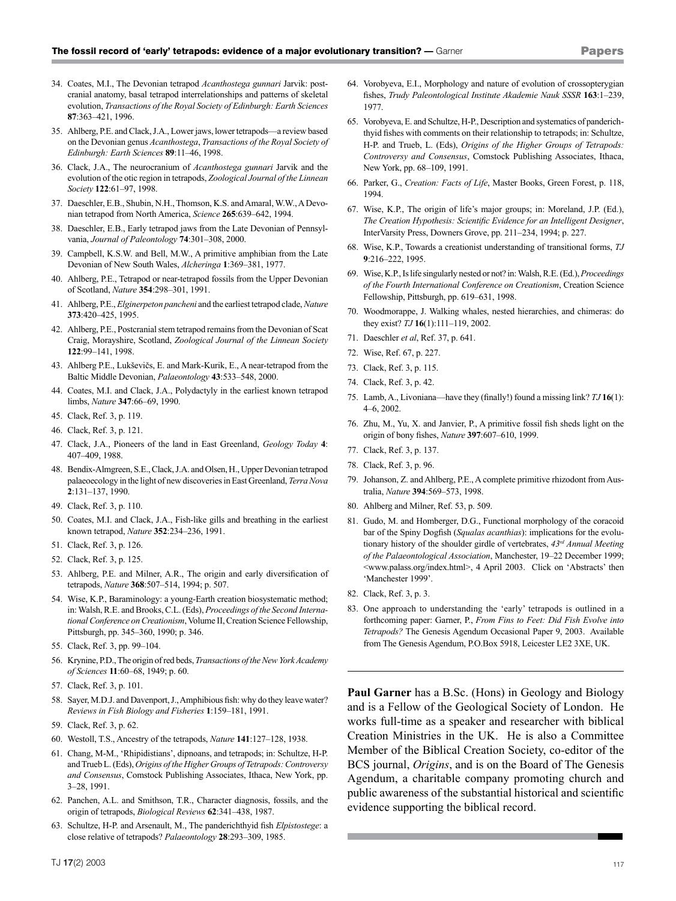34. Coates, M.I., The Devonian tetrapod *Acanthostega gunnari* Jarvik: postcranial anatomy, basal tetrapod interrelationships and patterns of skeletal evolution, *Transactions of the Royal Society of Edinburgh: Earth Sciences* **87**:363–421, 1996.
35. Ahlberg, P.E. and Clack, J.A., Lower jaws, lower tetrapods—a review based on the Devonian genus *Acanthostega*, *Transactions of the Royal Society of Edinburgh: Earth Sciences* **89**:11–46, 1998.
36. Clack, J.A., The neurocranium of *Acanthostega gunnari* Jarvik and the evolution of the otic region in tetrapods, *Zoological Journal of the Linnean Society* **122**:61–97, 1998.
37. Daeschler, E.B., Shubin, N.H., Thomson, K.S. and Amaral, W.W., A Devonian tetrapod from North America, *Science* **265**:639–642, 1994.
38. Daeschler, E.B., Early tetrapod jaws from the Late Devonian of Pennsylvania, *Journal of Paleontology* **74**:301–308, 2000.
39. Campbell, K.S.W. and Bell, M.W., A primitive amphibian from the Late Devonian of New South Wales, *Alcheringa* **1**:369–381, 1977.
40. Ahlberg, P.E., Tetrapod or near-tetrapod fossils from the Upper Devonian of Scotland, *Nature* **354**:298–301, 1991.
41. Ahlberg, P.E., *Elginerpeton pancheni* and the earliest tetrapod clade, *Nature* **373**:420–425, 1995.
42. Ahlberg, P.E., Postcranial stem tetrapod remains from the Devonian of Scat Craig, Morayshire, Scotland, *Zoological Journal of the Linnean Society* **122**:99–141, 1998.
43. Ahlberg P.E., Lukševičs, E. and Mark-Kurik, E., A near-tetrapod from the Baltic Middle Devonian, *Palaeontology* **43**:533–548, 2000.
44. Coates, M.I. and Clack, J.A., Polydactyly in the earliest known tetrapod limbs, *Nature* **347**:66–69, 1990.
45. Clack, Ref. 3, p. 119.
46. Clack, Ref. 3, p. 121.
47. Clack, J.A., Pioneers of the land in East Greenland, *Geology Today* **4**: 407–409, 1988.
48. Bendix-Almgreen, S.E., Clack, J.A. and Olsen, H., Upper Devonian tetrapod palaeoecology in the light of new discoveries in East Greenland, *Terra Nova* **2**:131–137, 1990.
49. Clack, Ref. 3, p. 110.
50. Coates, M.I. and Clack, J.A., Fish-like gills and breathing in the earliest known tetrapod, *Nature* **352**:234–236, 1991.
51. Clack, Ref. 3, p. 126.
52. Clack, Ref. 3, p. 125.
53. Ahlberg, P.E. and Milner, A.R., The origin and early diversification of tetrapods, *Nature* **368**:507–514, 1994; p. 507.
54. Wise, K.P., Baraminology: a young-Earth creation biosystematic method; in: Walsh, R.E. and Brooks, C.L. (Eds), *Proceedings of the Second International Conference on Creationism*, Volume II, Creation Science Fellowship, Pittsburgh, pp. 345–360, 1990; p. 346.
55. Clack, Ref. 3, pp. 99–104.
56. Krynine, P.D., The origin of red beds, *Transactions of the New York Academy of Sciences* **11**:60–68, 1949; p. 60.
57. Clack, Ref. 3, p. 101.
58. Sayer, M.D.J. and Davenport, J., Amphibious fish: why do they leave water? *Reviews in Fish Biology and Fisheries* **1**:159–181, 1991.
59. Clack, Ref. 3, p. 62.
60. Westoll, T.S., Ancestry of the tetrapods, *Nature* **141**:127–128, 1938.
61. Chang, M-M., 'Rhipidistians', dipnoans, and tetrapods; in: Schultze, H-P. and Trueb L. (Eds), *Origins of the Higher Groups of Tetrapods: Controversy and Consensus*, Comstock Publishing Associates, Ithaca, New York, pp. 3–28, 1991.
62. Panchen, A.L. and Smithson, T.R., Character diagnosis, fossils, and the origin of tetrapods, *Biological Reviews* **62**:341–438, 1987.
63. Schultze, H-P. and Arsenault, M., The panderichthyid fish *Elpistostege*: a close relative of tetrapods? *Palaeontology* **28**:293–309, 1985.
64. Vorobyeva, E.I., Morphology and nature of evolution of crossopterygian fishes, *Trudy Paleontological Institute Akademie Nauk SSSR* **163**:1–239, 1977.
65. Vorobyeva, E. and Schultze, H-P., Description and systematics of panderichthyid fishes with comments on their relationship to tetrapods; in: Schultze, H-P. and Trueb, L. (Eds), *Origins of the Higher Groups of Tetrapods: Controversy and Consensus*, Comstock Publishing Associates, Ithaca, New York, pp. 68–109, 1991.
66. Parker, G., *Creation: Facts of Life*, Master Books, Green Forest, p. 118, 1994.
67. Wise, K.P., The origin of life's major groups; in: Moreland, J.P. (Ed.), *The Creation Hypothesis: Scientific Evidence for an Intelligent Designer*, InterVarsity Press, Downers Grove, pp. 211–234, 1994; p. 227.
68. Wise, K.P., Towards a creationist understanding of transitional forms, *TJ* **9**:216–222, 1995.
69. Wise, K.P., Is life singularly nested or not? in: Walsh, R.E. (Ed.), *Proceedings of the Fourth International Conference on Creationism*, Creation Science Fellowship, Pittsburgh, pp. 619–631, 1998.
70. Woodmorappe, J. Walking whales, nested hierarchies, and chimeras: do they exist? *TJ* **16**(1):111–119, 2002.
71. Daeschler *et al*, Ref. 37, p. 641.
72. Wise, Ref. 67, p. 227.
73. Clack, Ref. 3, p. 115.
74. Clack, Ref. 3, p. 42.
75. Lamb, A., Livoniana—have they (finally!) found a missing link? *TJ* **16**(1): 4–6, 2002.
76. Zhu, M., Yu, X. and Janvier, P., A primitive fossil fish sheds light on the origin of bony fishes, *Nature* **397**:607–610, 1999.
77. Clack, Ref. 3, p. 137.
78. Clack, Ref. 3, p. 96.
79. Johanson, Z. and Ahlberg, P.E., A complete primitive rhizodont from Australia, *Nature* **394**:569–573, 1998.
80. Ahlberg and Milner, Ref. 53, p. 509.
81. Gudo, M. and Homberger, D.G., Functional morphology of the coracoid bar of the Spiny Dogfish (*Squalas acanthias*): implications for the evolutionary history of the shoulder girdle of vertebrates, *43rd Annual Meeting of the Palaeontological Association*, Manchester, 19–22 December 1999; <www.palass.org/index.html>, 4 April 2003. Click on 'Abstracts' then 'Manchester 1999'.
82. Clack, Ref. 3, p. 3.
83. One approach to understanding the 'early' tetrapods is outlined in a forthcoming paper: Garner, P., *From Fins to Feet: Did Fish Evolve into Tetrapods?* The Genesis Agendum Occasional Paper 9, 2003. Available from The Genesis Agendum, P.O.Box 5918, Leicester LE2 3XE, UK.

---

**Paul Garner** has a B.Sc. (Hons) in Geology and Biology and is a Fellow of the Geological Society of London. He works full-time as a speaker and researcher with biblical Creation Ministries in the UK. He is also a Committee Member of the Biblical Creation Society, co-editor of the BCS journal, *Origins*, and is on the Board of The Genesis Agendum, a charitable company promoting church and public awareness of the substantial historical and scientific evidence supporting the biblical record.